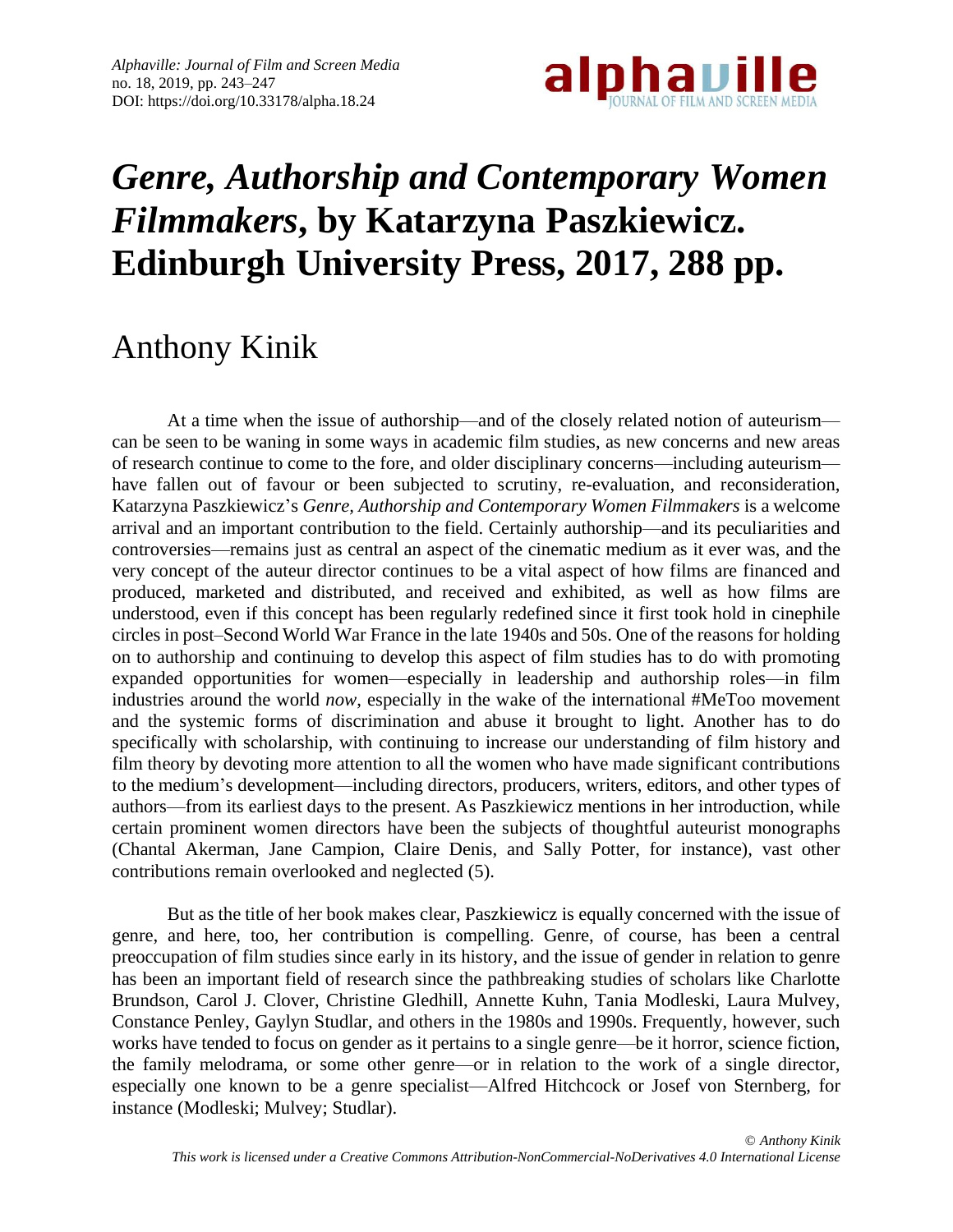# *Genre, Authorship and Contemporary Women Filmmakers*, by Katarzyna Paszkiewicz. Edinburgh University Press, 2017, 288 pp.

## Anthony Kinik

At a time when the issue of authorship—and of the closely related notion of auteurism—can be seen to be waning in some ways in academic film studies, as new concerns and new areas of research continue to come to the fore, and older disciplinary concerns—including auteurism—have fallen out of favour or been subjected to scrutiny, re-evaluation, and reconsideration, Katarzyna Paszkiewicz's *Genre, Authorship and Contemporary Women Filmmakers* is a welcome arrival and an important contribution to the field. Certainly authorship—and its peculiarities and controversies—remains just as central an aspect of the cinematic medium as it ever was, and the very concept of the auteur director continues to be a vital aspect of how films are financed and produced, marketed and distributed, and received and exhibited, as well as how films are understood, even if this concept has been regularly redefined since it first took hold in cinephile circles in post–Second World War France in the late 1940s and 50s. One of the reasons for holding on to authorship and continuing to develop this aspect of film studies has to do with promoting expanded opportunities for women—especially in leadership and authorship roles—in film industries around the world *now*, especially in the wake of the international #MeToo movement and the systemic forms of discrimination and abuse it brought to light. Another has to do specifically with scholarship, with continuing to increase our understanding of film history and film theory by devoting more attention to all the women who have made significant contributions to the medium's development—including directors, producers, writers, editors, and other types of authors—from its earliest days to the present. As Paszkiewicz mentions in her introduction, while certain prominent women directors have been the subjects of thoughtful auteurist monographs (Chantal Akerman, Jane Campion, Claire Denis, and Sally Potter, for instance), vast other contributions remain overlooked and neglected (5).

But as the title of her book makes clear, Paszkiewicz is equally concerned with the issue of genre, and here, too, her contribution is compelling. Genre, of course, has been a central preoccupation of film studies since early in its history, and the issue of gender in relation to genre has been an important field of research since the pathbreaking studies of scholars like Charlotte Brundson, Carol J. Clover, Christine Gledhill, Annette Kuhn, Tania Modleski, Laura Mulvey, Constance Penley, Gaylyn Studlar, and others in the 1980s and 1990s. Frequently, however, such works have tended to focus on gender as it pertains to a single genre—be it horror, science fiction, the family melodrama, or some other genre—or in relation to the work of a single director, especially one known to be a genre specialist—Alfred Hitchcock or Josef von Sternberg, for instance (Modleski; Mulvey; Studlar).

*© Anthony Kinik*
*This work is licensed under a Creative Commons Attribution-NonCommercial-NoDerivatives 4.0 International License*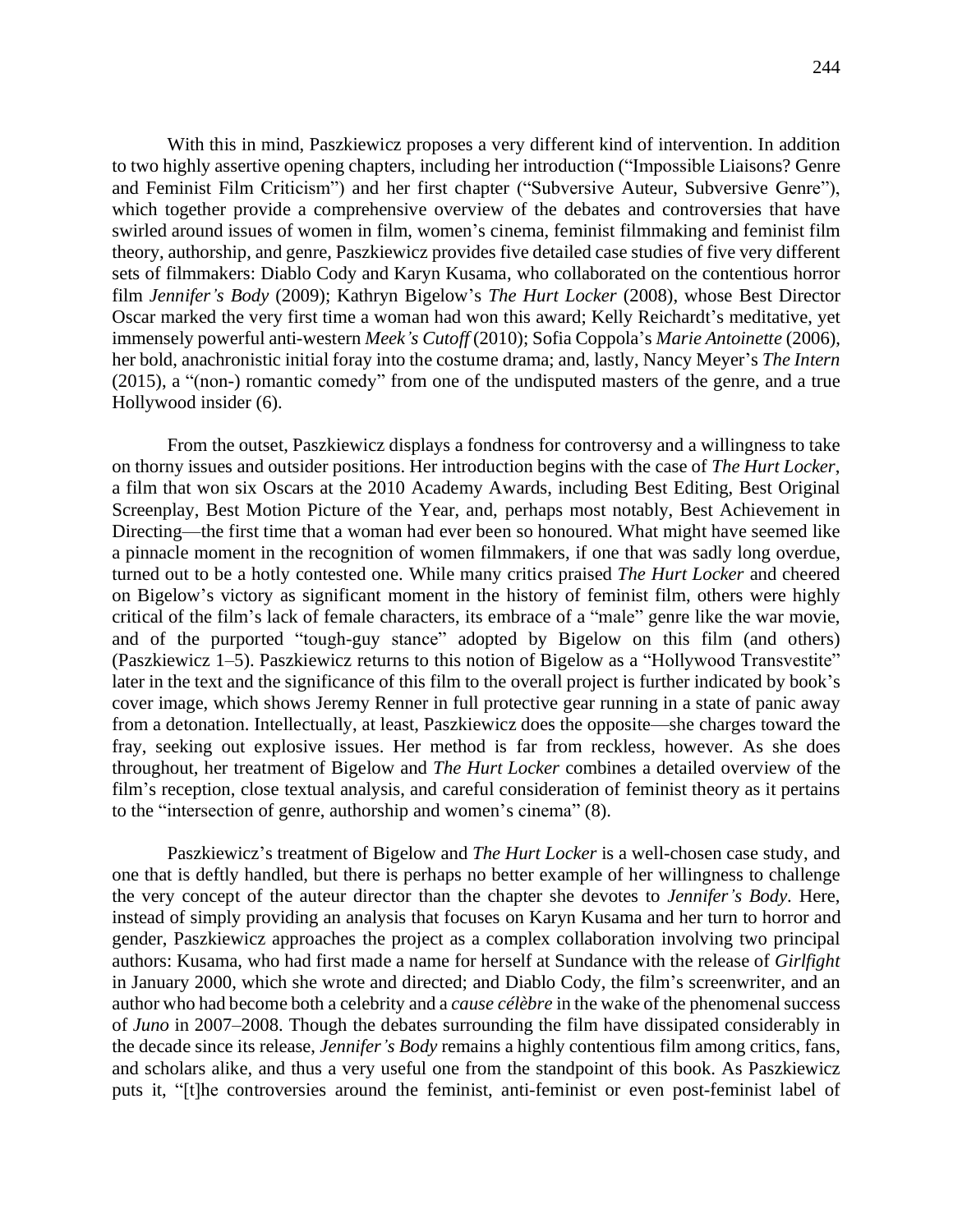With this in mind, Paszkiewicz proposes a very different kind of intervention. In addition to two highly assertive opening chapters, including her introduction ("Impossible Liaisons? Genre and Feminist Film Criticism") and her first chapter ("Subversive Auteur, Subversive Genre"), which together provide a comprehensive overview of the debates and controversies that have swirled around issues of women in film, women's cinema, feminist filmmaking and feminist film theory, authorship, and genre, Paszkiewicz provides five detailed case studies of five very different sets of filmmakers: Diablo Cody and Karyn Kusama, who collaborated on the contentious horror film *Jennifer's Body* (2009); Kathryn Bigelow's *The Hurt Locker* (2008), whose Best Director Oscar marked the very first time a woman had won this award; Kelly Reichardt's meditative, yet immensely powerful anti-western *Meek's Cutoff* (2010); Sofia Coppola's *Marie Antoinette* (2006), her bold, anachronistic initial foray into the costume drama; and, lastly, Nancy Meyer's *The Intern* (2015), a "(non-) romantic comedy" from one of the undisputed masters of the genre, and a true Hollywood insider (6).

From the outset, Paszkiewicz displays a fondness for controversy and a willingness to take on thorny issues and outsider positions. Her introduction begins with the case of *The Hurt Locker*, a film that won six Oscars at the 2010 Academy Awards, including Best Editing, Best Original Screenplay, Best Motion Picture of the Year, and, perhaps most notably, Best Achievement in Directing—the first time that a woman had ever been so honoured. What might have seemed like a pinnacle moment in the recognition of women filmmakers, if one that was sadly long overdue, turned out to be a hotly contested one. While many critics praised *The Hurt Locker* and cheered on Bigelow's victory as significant moment in the history of feminist film, others were highly critical of the film's lack of female characters, its embrace of a "male" genre like the war movie, and of the purported "tough-guy stance" adopted by Bigelow on this film (and others) (Paszkiewicz 1–5). Paszkiewicz returns to this notion of Bigelow as a "Hollywood Transvestite" later in the text and the significance of this film to the overall project is further indicated by book's cover image, which shows Jeremy Renner in full protective gear running in a state of panic away from a detonation. Intellectually, at least, Paszkiewicz does the opposite—she charges toward the fray, seeking out explosive issues. Her method is far from reckless, however. As she does throughout, her treatment of Bigelow and *The Hurt Locker* combines a detailed overview of the film's reception, close textual analysis, and careful consideration of feminist theory as it pertains to the "intersection of genre, authorship and women's cinema" (8).

Paszkiewicz's treatment of Bigelow and *The Hurt Locker* is a well-chosen case study, and one that is deftly handled, but there is perhaps no better example of her willingness to challenge the very concept of the auteur director than the chapter she devotes to *Jennifer's Body*. Here, instead of simply providing an analysis that focuses on Karyn Kusama and her turn to horror and gender, Paszkiewicz approaches the project as a complex collaboration involving two principal authors: Kusama, who had first made a name for herself at Sundance with the release of *Girlfight* in January 2000, which she wrote and directed; and Diablo Cody, the film's screenwriter, and an author who had become both a celebrity and a *cause célèbre* in the wake of the phenomenal success of *Juno* in 2007–2008. Though the debates surrounding the film have dissipated considerably in the decade since its release, *Jennifer's Body* remains a highly contentious film among critics, fans, and scholars alike, and thus a very useful one from the standpoint of this book. As Paszkiewicz puts it, "[t]he controversies around the feminist, anti-feminist or even post-feminist label of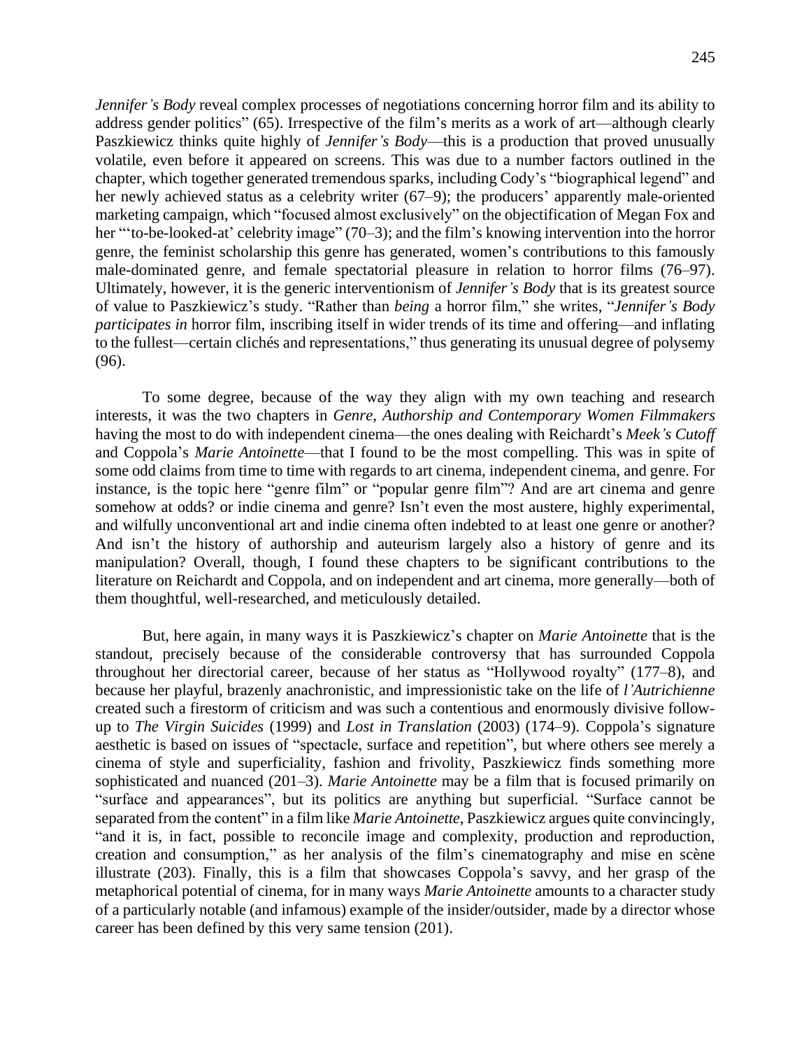*Jennifer's Body* reveal complex processes of negotiations concerning horror film and its ability to address gender politics" (65). Irrespective of the film's merits as a work of art—although clearly Paszkiewicz thinks quite highly of *Jennifer's Body*—this is a production that proved unusually volatile, even before it appeared on screens. This was due to a number factors outlined in the chapter, which together generated tremendous sparks, including Cody's "biographical legend" and her newly achieved status as a celebrity writer (67–9); the producers' apparently male-oriented marketing campaign, which "focused almost exclusively" on the objectification of Megan Fox and her "'to-be-looked-at' celebrity image" (70–3); and the film's knowing intervention into the horror genre, the feminist scholarship this genre has generated, women's contributions to this famously male-dominated genre, and female spectatorial pleasure in relation to horror films (76–97). Ultimately, however, it is the generic interventionism of *Jennifer's Body* that is its greatest source of value to Paszkiewicz's study. "Rather than *being* a horror film," she writes, "*Jennifer's Body participates in* horror film, inscribing itself in wider trends of its time and offering—and inflating to the fullest—certain clichés and representations," thus generating its unusual degree of polysemy (96).

To some degree, because of the way they align with my own teaching and research interests, it was the two chapters in *Genre, Authorship and Contemporary Women Filmmakers* having the most to do with independent cinema—the ones dealing with Reichardt's *Meek's Cutoff* and Coppola's *Marie Antoinette*—that I found to be the most compelling. This was in spite of some odd claims from time to time with regards to art cinema, independent cinema, and genre. For instance, is the topic here "genre film" or "popular genre film"? And are art cinema and genre somehow at odds? or indie cinema and genre? Isn't even the most austere, highly experimental, and wilfully unconventional art and indie cinema often indebted to at least one genre or another? And isn't the history of authorship and auteurism largely also a history of genre and its manipulation? Overall, though, I found these chapters to be significant contributions to the literature on Reichardt and Coppola, and on independent and art cinema, more generally—both of them thoughtful, well-researched, and meticulously detailed.

But, here again, in many ways it is Paszkiewicz's chapter on *Marie Antoinette* that is the standout, precisely because of the considerable controversy that has surrounded Coppola throughout her directorial career, because of her status as "Hollywood royalty" (177–8), and because her playful, brazenly anachronistic, and impressionistic take on the life of *l'Autrichienne* created such a firestorm of criticism and was such a contentious and enormously divisive follow-up to *The Virgin Suicides* (1999) and *Lost in Translation* (2003) (174–9). Coppola's signature aesthetic is based on issues of "spectacle, surface and repetition", but where others see merely a cinema of style and superficiality, fashion and frivolity, Paszkiewicz finds something more sophisticated and nuanced (201–3). *Marie Antoinette* may be a film that is focused primarily on "surface and appearances", but its politics are anything but superficial. "Surface cannot be separated from the content" in a film like *Marie Antoinette*, Paszkiewicz argues quite convincingly, "and it is, in fact, possible to reconcile image and complexity, production and reproduction, creation and consumption," as her analysis of the film's cinematography and mise en scène illustrate (203). Finally, this is a film that showcases Coppola's savvy, and her grasp of the metaphorical potential of cinema, for in many ways *Marie Antoinette* amounts to a character study of a particularly notable (and infamous) example of the insider/outsider, made by a director whose career has been defined by this very same tension (201).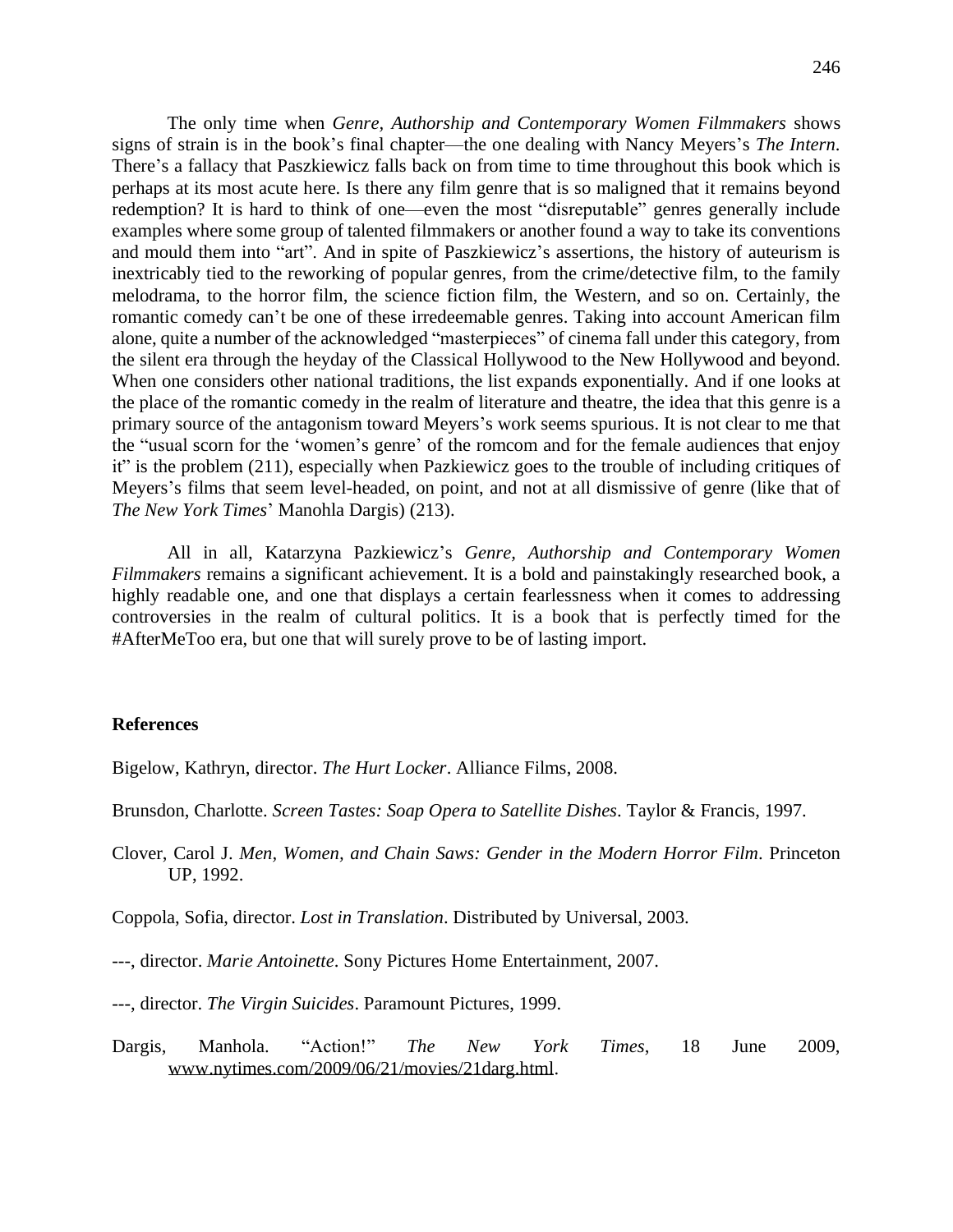The only time when *Genre, Authorship and Contemporary Women Filmmakers* shows signs of strain is in the book's final chapter—the one dealing with Nancy Meyers's *The Intern*. There's a fallacy that Paszkiewicz falls back on from time to time throughout this book which is perhaps at its most acute here. Is there any film genre that is so maligned that it remains beyond redemption? It is hard to think of one—even the most "disreputable" genres generally include examples where some group of talented filmmakers or another found a way to take its conventions and mould them into "art". And in spite of Paszkiewicz's assertions, the history of auteurism is inextricably tied to the reworking of popular genres, from the crime/detective film, to the family melodrama, to the horror film, the science fiction film, the Western, and so on. Certainly, the romantic comedy can't be one of these irredeemable genres. Taking into account American film alone, quite a number of the acknowledged "masterpieces" of cinema fall under this category, from the silent era through the heyday of the Classical Hollywood to the New Hollywood and beyond. When one considers other national traditions, the list expands exponentially. And if one looks at the place of the romantic comedy in the realm of literature and theatre, the idea that this genre is a primary source of the antagonism toward Meyers's work seems spurious. It is not clear to me that the "usual scorn for the 'women's genre' of the romcom and for the female audiences that enjoy it" is the problem (211), especially when Pazkiewicz goes to the trouble of including critiques of Meyers's films that seem level-headed, on point, and not at all dismissive of genre (like that of *The New York Times*' Manohla Dargis) (213).

All in all, Katarzyna Pazkiewicz's *Genre, Authorship and Contemporary Women Filmmakers* remains a significant achievement. It is a bold and painstakingly researched book, a highly readable one, and one that displays a certain fearlessness when it comes to addressing controversies in the realm of cultural politics. It is a book that is perfectly timed for the #AfterMeToo era, but one that will surely prove to be of lasting import.

## References

Bigelow, Kathryn, director. *The Hurt Locker*. Alliance Films, 2008.

Brunsdon, Charlotte. *Screen Tastes: Soap Opera to Satellite Dishes*. Taylor & Francis, 1997.

Clover, Carol J. *Men, Women, and Chain Saws: Gender in the Modern Horror Film*. Princeton UP, 1992.

Coppola, Sofia, director. *Lost in Translation*. Distributed by Universal, 2003.

---, director. *Marie Antoinette*. Sony Pictures Home Entertainment, 2007.

---, director. *The Virgin Suicides*. Paramount Pictures, 1999.

Dargis, Manhola. "Action!" *The New York Times*, 18 June 2009, www.nytimes.com/2009/06/21/movies/21darg.html.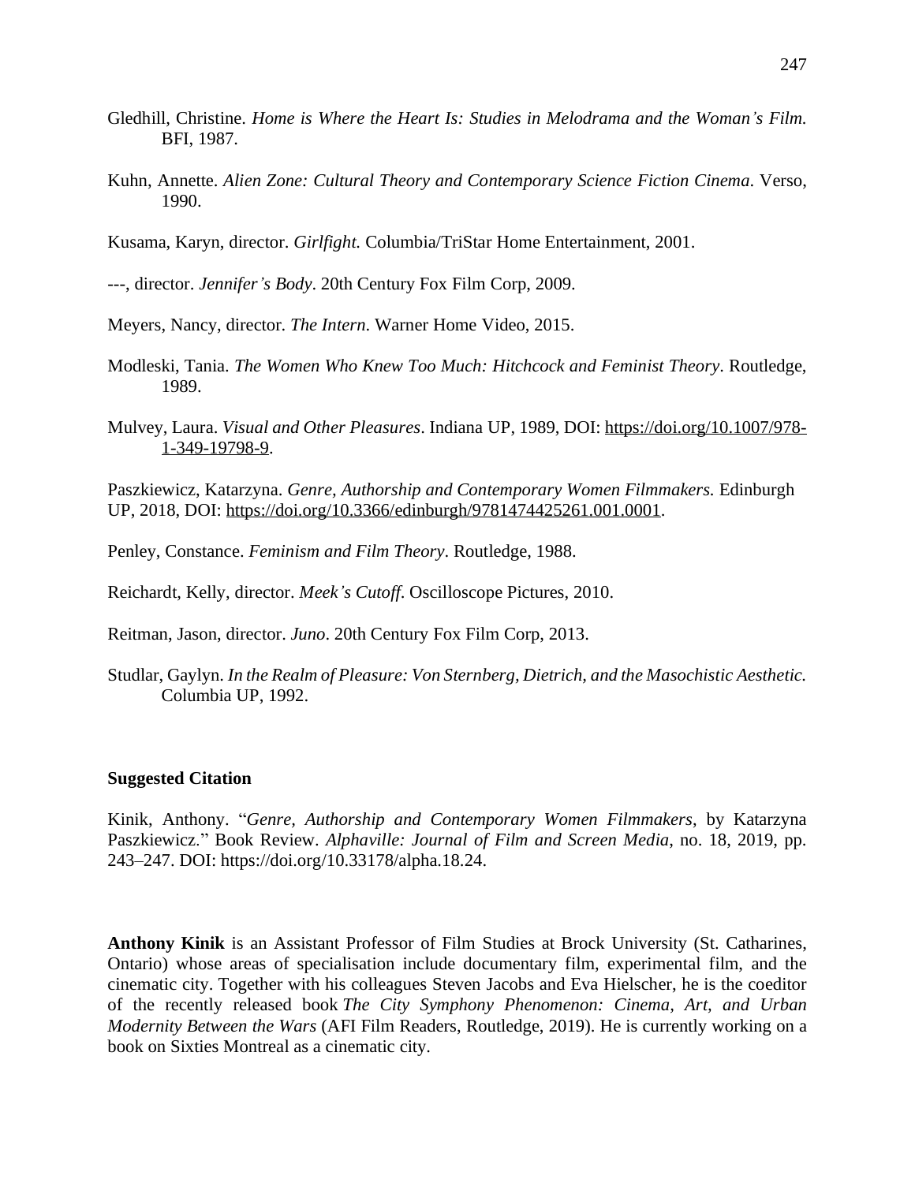Gledhill, Christine. *Home is Where the Heart Is: Studies in Melodrama and the Woman's Film.* BFI, 1987.

Kuhn, Annette. *Alien Zone: Cultural Theory and Contemporary Science Fiction Cinema*. Verso, 1990.

Kusama, Karyn, director. *Girlfight.* Columbia/TriStar Home Entertainment, 2001.

---, director. *Jennifer's Body*. 20th Century Fox Film Corp, 2009.

Meyers, Nancy, director. *The Intern*. Warner Home Video, 2015.

Modleski, Tania. *The Women Who Knew Too Much: Hitchcock and Feminist Theory*. Routledge, 1989.

Mulvey, Laura. *Visual and Other Pleasures*. Indiana UP, 1989, DOI: https://doi.org/10.1007/978-1-349-19798-9.

Paszkiewicz, Katarzyna. *Genre, Authorship and Contemporary Women Filmmakers.* Edinburgh UP, 2018, DOI: https://doi.org/10.3366/edinburgh/9781474425261.001.0001.

Penley, Constance. *Feminism and Film Theory*. Routledge, 1988.

Reichardt, Kelly, director. *Meek's Cutoff*. Oscilloscope Pictures, 2010.

Reitman, Jason, director. *Juno*. 20th Century Fox Film Corp, 2013.

Studlar, Gaylyn. *In the Realm of Pleasure: Von Sternberg, Dietrich, and the Masochistic Aesthetic.* Columbia UP, 1992.

**Suggested Citation**

Kinik, Anthony. "*Genre, Authorship and Contemporary Women Filmmakers*, by Katarzyna Paszkiewicz." Book Review. *Alphaville: Journal of Film and Screen Media*, no. 18, 2019, pp. 243–247. DOI: https://doi.org/10.33178/alpha.18.24.

**Anthony Kinik** is an Assistant Professor of Film Studies at Brock University (St. Catharines, Ontario) whose areas of specialisation include documentary film, experimental film, and the cinematic city. Together with his colleagues Steven Jacobs and Eva Hielscher, he is the coeditor of the recently released book *The City Symphony Phenomenon: Cinema, Art, and Urban Modernity Between the Wars* (AFI Film Readers, Routledge, 2019). He is currently working on a book on Sixties Montreal as a cinematic city.